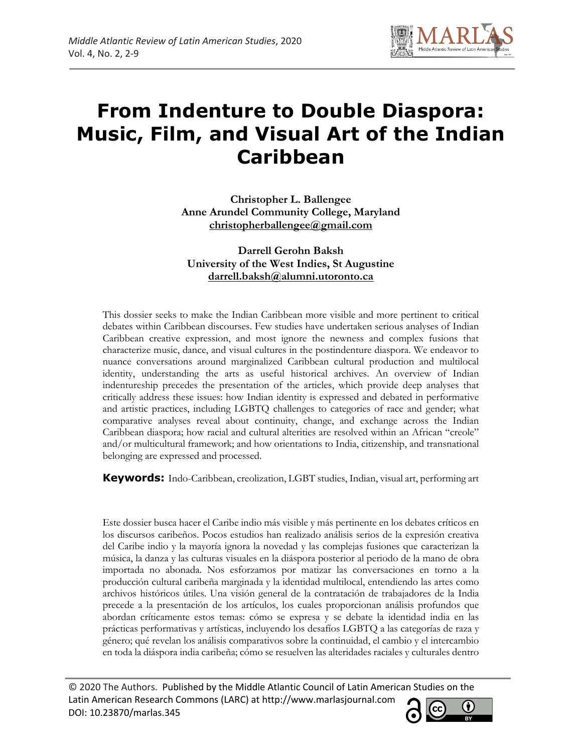# From Indenture to Double Diaspora: Music, Film, and Visual Art of the Indian Caribbean

**Christopher L. Ballengee**
**Anne Arundel Community College, Maryland**
**christopherballengee@gmail.com**

**Darrell Gerohn Baksh**
**University of the West Indies, St Augustine**
**darrell.baksh@alumni.utoronto.ca**

This dossier seeks to make the Indian Caribbean more visible and more pertinent to critical debates within Caribbean discourses. Few studies have undertaken serious analyses of Indian Caribbean creative expression, and most ignore the newness and complex fusions that characterize music, dance, and visual cultures in the postindenture diaspora. We endeavor to nuance conversations around marginalized Caribbean cultural production and multilocal identity, understanding the arts as useful historical archives. An overview of Indian indentureship precedes the presentation of the articles, which provide deep analyses that critically address these issues: how Indian identity is expressed and debated in performative and artistic practices, including LGBTQ challenges to categories of race and gender; what comparative analyses reveal about continuity, change, and exchange across the Indian Caribbean diaspora; how racial and cultural alterities are resolved within an African "creole" and/or multicultural framework; and how orientations to India, citizenship, and transnational belonging are expressed and processed.

**Keywords:** Indo-Caribbean, creolization, LGBT studies, Indian, visual art, performing art

Este dossier busca hacer el Caribe indio más visible y más pertinente en los debates críticos en los discursos caribeños. Pocos estudios han realizado análisis serios de la expresión creativa del Caribe indio y la mayoría ignora la novedad y las complejas fusiones que caracterizan la música, la danza y las culturas visuales en la diáspora posterior al periodo de la mano de obra importada no abonada. Nos esforzamos por matizar las conversaciones en torno a la producción cultural caribeña marginada y la identidad multilocal, entendiendo las artes como archivos históricos útiles. Una visión general de la contratación de trabajadores de la India precede a la presentación de los artículos, los cuales proporcionan análisis profundos que abordan críticamente estos temas: cómo se expresa y se debate la identidad india en las prácticas performativas y artísticas, incluyendo los desafíos LGBTQ a las categorías de raza y género; qué revelan los análisis comparativos sobre la continuidad, el cambio y el intercambio en toda la diáspora india caribeña; cómo se resuelven las alteridades raciales y culturales dentro

© 2020 The Authors. Published by the Middle Atlantic Council of Latin American Studies on the Latin American Research Commons (LARC) at http://www.marlasjournal.com
DOI: 10.23870/marlas.345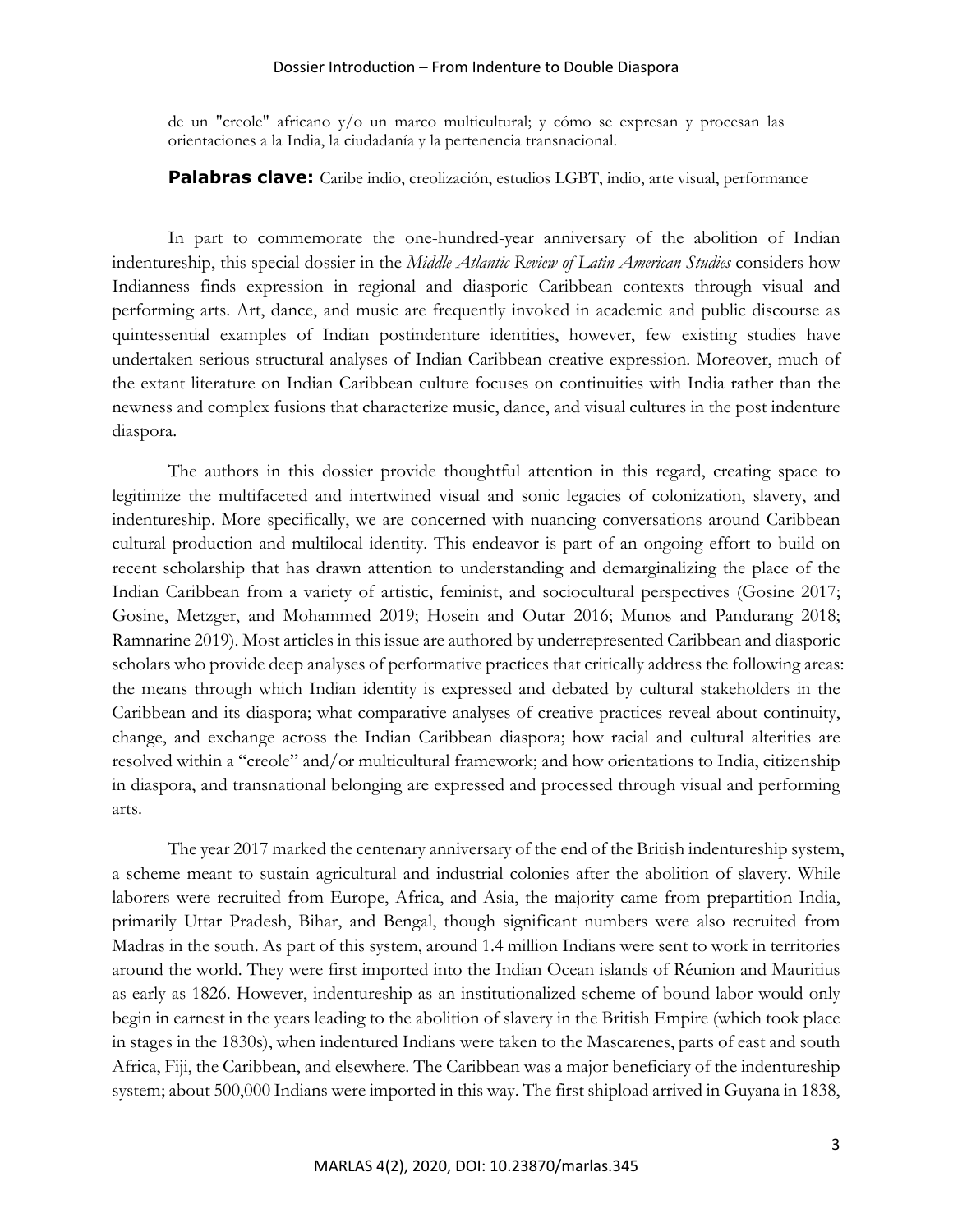de un "creole" africano y/o un marco multicultural; y cómo se expresan y procesan las orientaciones a la India, la ciudadanía y la pertenencia transnacional.

**Palabras clave:** Caribe indio, creolización, estudios LGBT, indio, arte visual, performance

In part to commemorate the one-hundred-year anniversary of the abolition of Indian indentureship, this special dossier in the *Middle Atlantic Review of Latin American Studies* considers how Indianness finds expression in regional and diasporic Caribbean contexts through visual and performing arts. Art, dance, and music are frequently invoked in academic and public discourse as quintessential examples of Indian postindenture identities, however, few existing studies have undertaken serious structural analyses of Indian Caribbean creative expression. Moreover, much of the extant literature on Indian Caribbean culture focuses on continuities with India rather than the newness and complex fusions that characterize music, dance, and visual cultures in the post indenture diaspora.

The authors in this dossier provide thoughtful attention in this regard, creating space to legitimize the multifaceted and intertwined visual and sonic legacies of colonization, slavery, and indentureship. More specifically, we are concerned with nuancing conversations around Caribbean cultural production and multilocal identity. This endeavor is part of an ongoing effort to build on recent scholarship that has drawn attention to understanding and demarginalizing the place of the Indian Caribbean from a variety of artistic, feminist, and sociocultural perspectives (Gosine 2017; Gosine, Metzger, and Mohammed 2019; Hosein and Outar 2016; Munos and Pandurang 2018; Ramnarine 2019). Most articles in this issue are authored by underrepresented Caribbean and diasporic scholars who provide deep analyses of performative practices that critically address the following areas: the means through which Indian identity is expressed and debated by cultural stakeholders in the Caribbean and its diaspora; what comparative analyses of creative practices reveal about continuity, change, and exchange across the Indian Caribbean diaspora; how racial and cultural alterities are resolved within a "creole" and/or multicultural framework; and how orientations to India, citizenship in diaspora, and transnational belonging are expressed and processed through visual and performing arts.

The year 2017 marked the centenary anniversary of the end of the British indentureship system, a scheme meant to sustain agricultural and industrial colonies after the abolition of slavery. While laborers were recruited from Europe, Africa, and Asia, the majority came from prepartition India, primarily Uttar Pradesh, Bihar, and Bengal, though significant numbers were also recruited from Madras in the south. As part of this system, around 1.4 million Indians were sent to work in territories around the world. They were first imported into the Indian Ocean islands of Réunion and Mauritius as early as 1826. However, indentureship as an institutionalized scheme of bound labor would only begin in earnest in the years leading to the abolition of slavery in the British Empire (which took place in stages in the 1830s), when indentured Indians were taken to the Mascarenes, parts of east and south Africa, Fiji, the Caribbean, and elsewhere. The Caribbean was a major beneficiary of the indentureship system; about 500,000 Indians were imported in this way. The first shipload arrived in Guyana in 1838,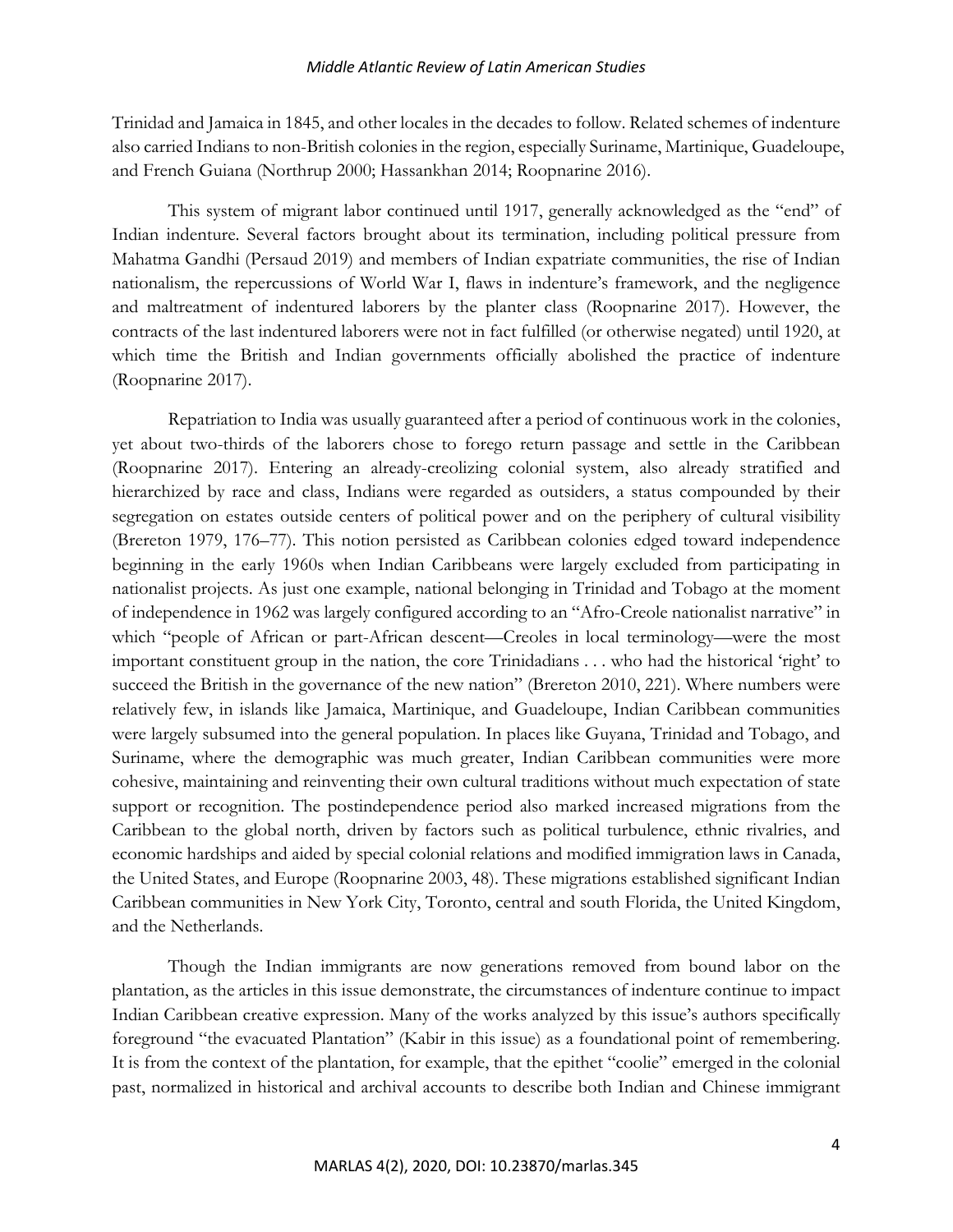Trinidad and Jamaica in 1845, and other locales in the decades to follow. Related schemes of indenture also carried Indians to non-British colonies in the region, especially Suriname, Martinique, Guadeloupe, and French Guiana (Northrup 2000; Hassankhan 2014; Roopnarine 2016).

This system of migrant labor continued until 1917, generally acknowledged as the "end" of Indian indenture. Several factors brought about its termination, including political pressure from Mahatma Gandhi (Persaud 2019) and members of Indian expatriate communities, the rise of Indian nationalism, the repercussions of World War I, flaws in indenture's framework, and the negligence and maltreatment of indentured laborers by the planter class (Roopnarine 2017). However, the contracts of the last indentured laborers were not in fact fulfilled (or otherwise negated) until 1920, at which time the British and Indian governments officially abolished the practice of indenture (Roopnarine 2017).

Repatriation to India was usually guaranteed after a period of continuous work in the colonies, yet about two-thirds of the laborers chose to forego return passage and settle in the Caribbean (Roopnarine 2017). Entering an already-creolizing colonial system, also already stratified and hierarchized by race and class, Indians were regarded as outsiders, a status compounded by their segregation on estates outside centers of political power and on the periphery of cultural visibility (Brereton 1979, 176–77). This notion persisted as Caribbean colonies edged toward independence beginning in the early 1960s when Indian Caribbeans were largely excluded from participating in nationalist projects. As just one example, national belonging in Trinidad and Tobago at the moment of independence in 1962 was largely configured according to an "Afro-Creole nationalist narrative" in which "people of African or part-African descent—Creoles in local terminology—were the most important constituent group in the nation, the core Trinidadians . . . who had the historical 'right' to succeed the British in the governance of the new nation" (Brereton 2010, 221). Where numbers were relatively few, in islands like Jamaica, Martinique, and Guadeloupe, Indian Caribbean communities were largely subsumed into the general population. In places like Guyana, Trinidad and Tobago, and Suriname, where the demographic was much greater, Indian Caribbean communities were more cohesive, maintaining and reinventing their own cultural traditions without much expectation of state support or recognition. The postindependence period also marked increased migrations from the Caribbean to the global north, driven by factors such as political turbulence, ethnic rivalries, and economic hardships and aided by special colonial relations and modified immigration laws in Canada, the United States, and Europe (Roopnarine 2003, 48). These migrations established significant Indian Caribbean communities in New York City, Toronto, central and south Florida, the United Kingdom, and the Netherlands.

Though the Indian immigrants are now generations removed from bound labor on the plantation, as the articles in this issue demonstrate, the circumstances of indenture continue to impact Indian Caribbean creative expression. Many of the works analyzed by this issue's authors specifically foreground "the evacuated Plantation" (Kabir in this issue) as a foundational point of remembering. It is from the context of the plantation, for example, that the epithet "coolie" emerged in the colonial past, normalized in historical and archival accounts to describe both Indian and Chinese immigrant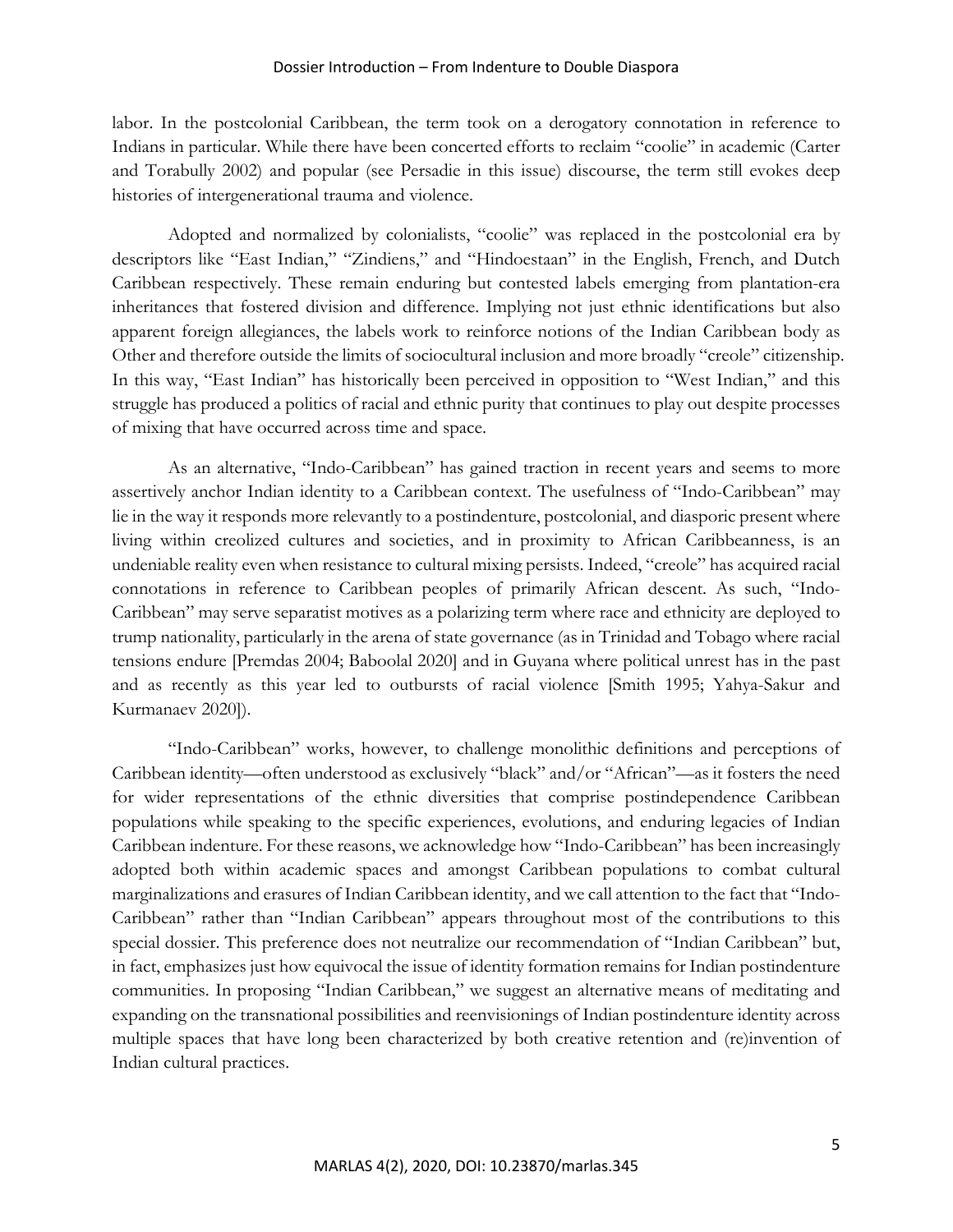labor. In the postcolonial Caribbean, the term took on a derogatory connotation in reference to Indians in particular. While there have been concerted efforts to reclaim "coolie" in academic (Carter and Torabully 2002) and popular (see Persadie in this issue) discourse, the term still evokes deep histories of intergenerational trauma and violence.

Adopted and normalized by colonialists, "coolie" was replaced in the postcolonial era by descriptors like "East Indian," "Zindiens," and "Hindoestaan" in the English, French, and Dutch Caribbean respectively. These remain enduring but contested labels emerging from plantation-era inheritances that fostered division and difference. Implying not just ethnic identifications but also apparent foreign allegiances, the labels work to reinforce notions of the Indian Caribbean body as Other and therefore outside the limits of sociocultural inclusion and more broadly "creole" citizenship. In this way, "East Indian" has historically been perceived in opposition to "West Indian," and this struggle has produced a politics of racial and ethnic purity that continues to play out despite processes of mixing that have occurred across time and space.

As an alternative, "Indo-Caribbean" has gained traction in recent years and seems to more assertively anchor Indian identity to a Caribbean context. The usefulness of "Indo-Caribbean" may lie in the way it responds more relevantly to a postindenture, postcolonial, and diasporic present where living within creolized cultures and societies, and in proximity to African Caribbeanness, is an undeniable reality even when resistance to cultural mixing persists. Indeed, "creole" has acquired racial connotations in reference to Caribbean peoples of primarily African descent. As such, "Indo-Caribbean" may serve separatist motives as a polarizing term where race and ethnicity are deployed to trump nationality, particularly in the arena of state governance (as in Trinidad and Tobago where racial tensions endure [Premdas 2004; Baboolal 2020] and in Guyana where political unrest has in the past and as recently as this year led to outbursts of racial violence [Smith 1995; Yahya-Sakur and Kurmanaev 2020]).

"Indo-Caribbean" works, however, to challenge monolithic definitions and perceptions of Caribbean identity—often understood as exclusively "black" and/or "African"—as it fosters the need for wider representations of the ethnic diversities that comprise postindependence Caribbean populations while speaking to the specific experiences, evolutions, and enduring legacies of Indian Caribbean indenture. For these reasons, we acknowledge how "Indo-Caribbean" has been increasingly adopted both within academic spaces and amongst Caribbean populations to combat cultural marginalizations and erasures of Indian Caribbean identity, and we call attention to the fact that "Indo-Caribbean" rather than "Indian Caribbean" appears throughout most of the contributions to this special dossier. This preference does not neutralize our recommendation of "Indian Caribbean" but, in fact, emphasizes just how equivocal the issue of identity formation remains for Indian postindenture communities. In proposing "Indian Caribbean," we suggest an alternative means of meditating and expanding on the transnational possibilities and reenvisionings of Indian postindenture identity across multiple spaces that have long been characterized by both creative retention and (re)invention of Indian cultural practices.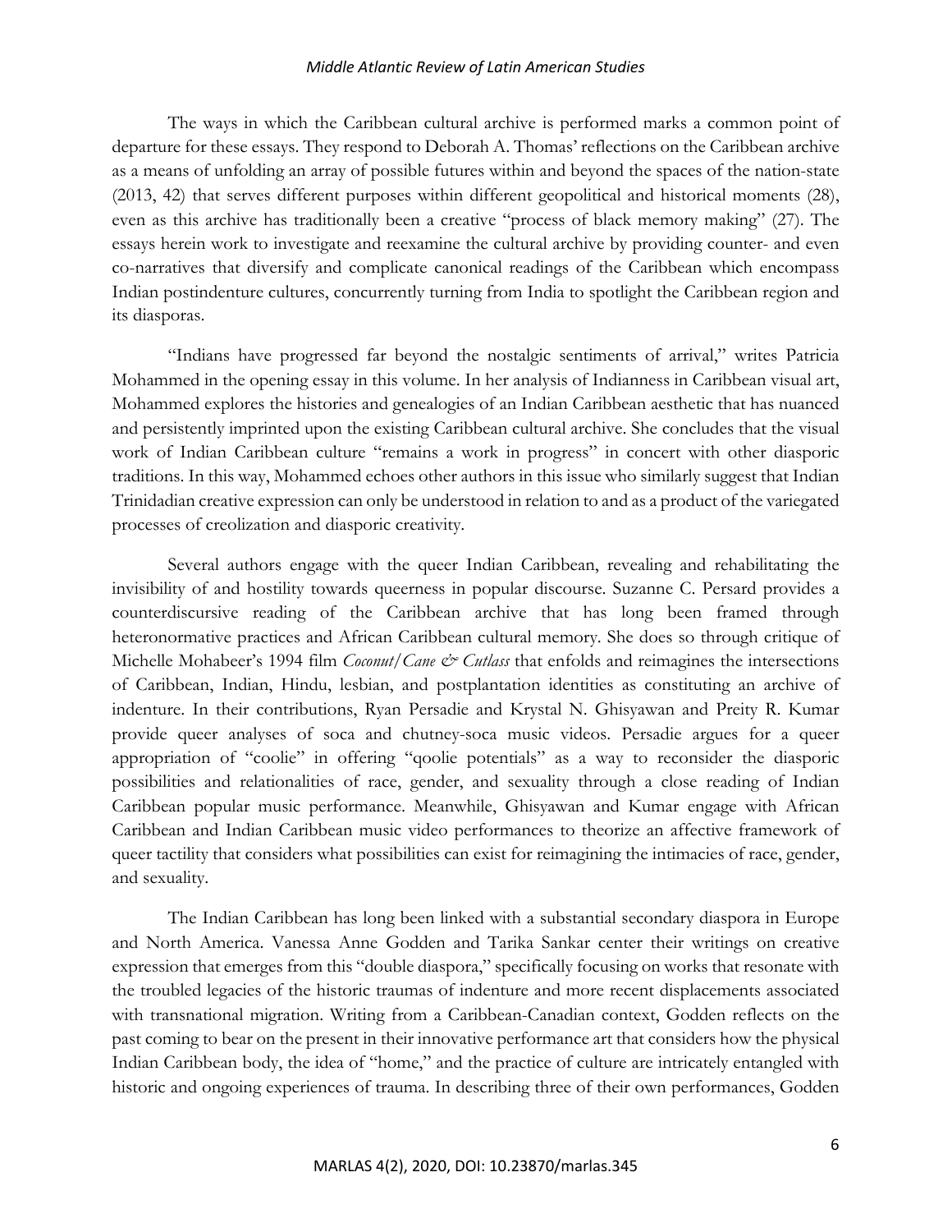The ways in which the Caribbean cultural archive is performed marks a common point of departure for these essays. They respond to Deborah A. Thomas' reflections on the Caribbean archive as a means of unfolding an array of possible futures within and beyond the spaces of the nation-state (2013, 42) that serves different purposes within different geopolitical and historical moments (28), even as this archive has traditionally been a creative "process of black memory making" (27). The essays herein work to investigate and reexamine the cultural archive by providing counter- and even co-narratives that diversify and complicate canonical readings of the Caribbean which encompass Indian postindenture cultures, concurrently turning from India to spotlight the Caribbean region and its diasporas.

"Indians have progressed far beyond the nostalgic sentiments of arrival," writes Patricia Mohammed in the opening essay in this volume. In her analysis of Indianness in Caribbean visual art, Mohammed explores the histories and genealogies of an Indian Caribbean aesthetic that has nuanced and persistently imprinted upon the existing Caribbean cultural archive. She concludes that the visual work of Indian Caribbean culture "remains a work in progress" in concert with other diasporic traditions. In this way, Mohammed echoes other authors in this issue who similarly suggest that Indian Trinidadian creative expression can only be understood in relation to and as a product of the variegated processes of creolization and diasporic creativity.

Several authors engage with the queer Indian Caribbean, revealing and rehabilitating the invisibility of and hostility towards queerness in popular discourse. Suzanne C. Persard provides a counterdiscursive reading of the Caribbean archive that has long been framed through heteronormative practices and African Caribbean cultural memory. She does so through critique of Michelle Mohabeer's 1994 film *Coconut/Cane & Cutlass* that enfolds and reimagines the intersections of Caribbean, Indian, Hindu, lesbian, and postplantation identities as constituting an archive of indenture. In their contributions, Ryan Persadie and Krystal N. Ghisyawan and Preity R. Kumar provide queer analyses of soca and chutney-soca music videos. Persadie argues for a queer appropriation of "coolie" in offering "qoolie potentials" as a way to reconsider the diasporic possibilities and relationalities of race, gender, and sexuality through a close reading of Indian Caribbean popular music performance. Meanwhile, Ghisyawan and Kumar engage with African Caribbean and Indian Caribbean music video performances to theorize an affective framework of queer tactility that considers what possibilities can exist for reimagining the intimacies of race, gender, and sexuality.

The Indian Caribbean has long been linked with a substantial secondary diaspora in Europe and North America. Vanessa Anne Godden and Tarika Sankar center their writings on creative expression that emerges from this "double diaspora," specifically focusing on works that resonate with the troubled legacies of the historic traumas of indenture and more recent displacements associated with transnational migration. Writing from a Caribbean-Canadian context, Godden reflects on the past coming to bear on the present in their innovative performance art that considers how the physical Indian Caribbean body, the idea of "home," and the practice of culture are intricately entangled with historic and ongoing experiences of trauma. In describing three of their own performances, Godden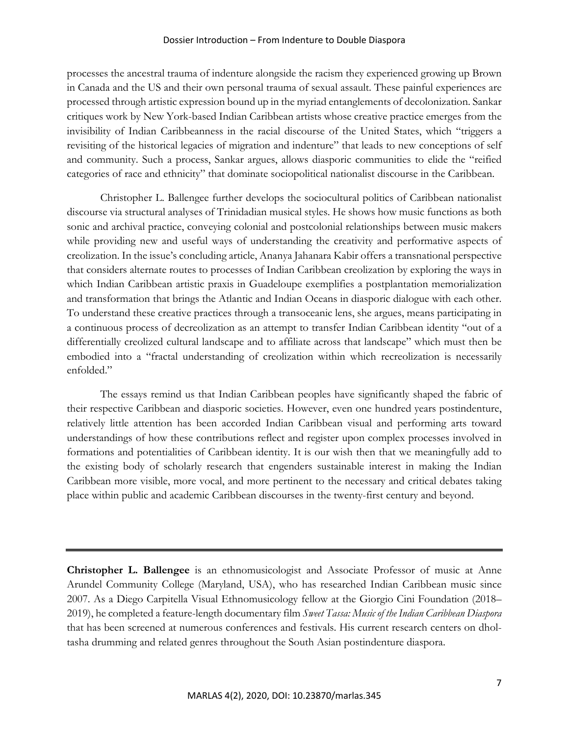processes the ancestral trauma of indenture alongside the racism they experienced growing up Brown in Canada and the US and their own personal trauma of sexual assault. These painful experiences are processed through artistic expression bound up in the myriad entanglements of decolonization. Sankar critiques work by New York-based Indian Caribbean artists whose creative practice emerges from the invisibility of Indian Caribbeanness in the racial discourse of the United States, which "triggers a revisiting of the historical legacies of migration and indenture" that leads to new conceptions of self and community. Such a process, Sankar argues, allows diasporic communities to elide the "reified categories of race and ethnicity" that dominate sociopolitical nationalist discourse in the Caribbean.

Christopher L. Ballengee further develops the sociocultural politics of Caribbean nationalist discourse via structural analyses of Trinidadian musical styles. He shows how music functions as both sonic and archival practice, conveying colonial and postcolonial relationships between music makers while providing new and useful ways of understanding the creativity and performative aspects of creolization. In the issue's concluding article, Ananya Jahanara Kabir offers a transnational perspective that considers alternate routes to processes of Indian Caribbean creolization by exploring the ways in which Indian Caribbean artistic praxis in Guadeloupe exemplifies a postplantation memorialization and transformation that brings the Atlantic and Indian Oceans in diasporic dialogue with each other. To understand these creative practices through a transoceanic lens, she argues, means participating in a continuous process of decreolization as an attempt to transfer Indian Caribbean identity "out of a differentially creolized cultural landscape and to affiliate across that landscape" which must then be embodied into a "fractal understanding of creolization within which recreolization is necessarily enfolded."

The essays remind us that Indian Caribbean peoples have significantly shaped the fabric of their respective Caribbean and diasporic societies. However, even one hundred years postindenture, relatively little attention has been accorded Indian Caribbean visual and performing arts toward understandings of how these contributions reflect and register upon complex processes involved in formations and potentialities of Caribbean identity. It is our wish then that we meaningfully add to the existing body of scholarly research that engenders sustainable interest in making the Indian Caribbean more visible, more vocal, and more pertinent to the necessary and critical debates taking place within public and academic Caribbean discourses in the twenty-first century and beyond.

---

**Christopher L. Ballengee** is an ethnomusicologist and Associate Professor of music at Anne Arundel Community College (Maryland, USA), who has researched Indian Caribbean music since 2007. As a Diego Carpitella Visual Ethnomusicology fellow at the Giorgio Cini Foundation (2018–2019), he completed a feature-length documentary film *Sweet Tassa: Music of the Indian Caribbean Diaspora* that has been screened at numerous conferences and festivals. His current research centers on dhol-tasha drumming and related genres throughout the South Asian postindenture diaspora.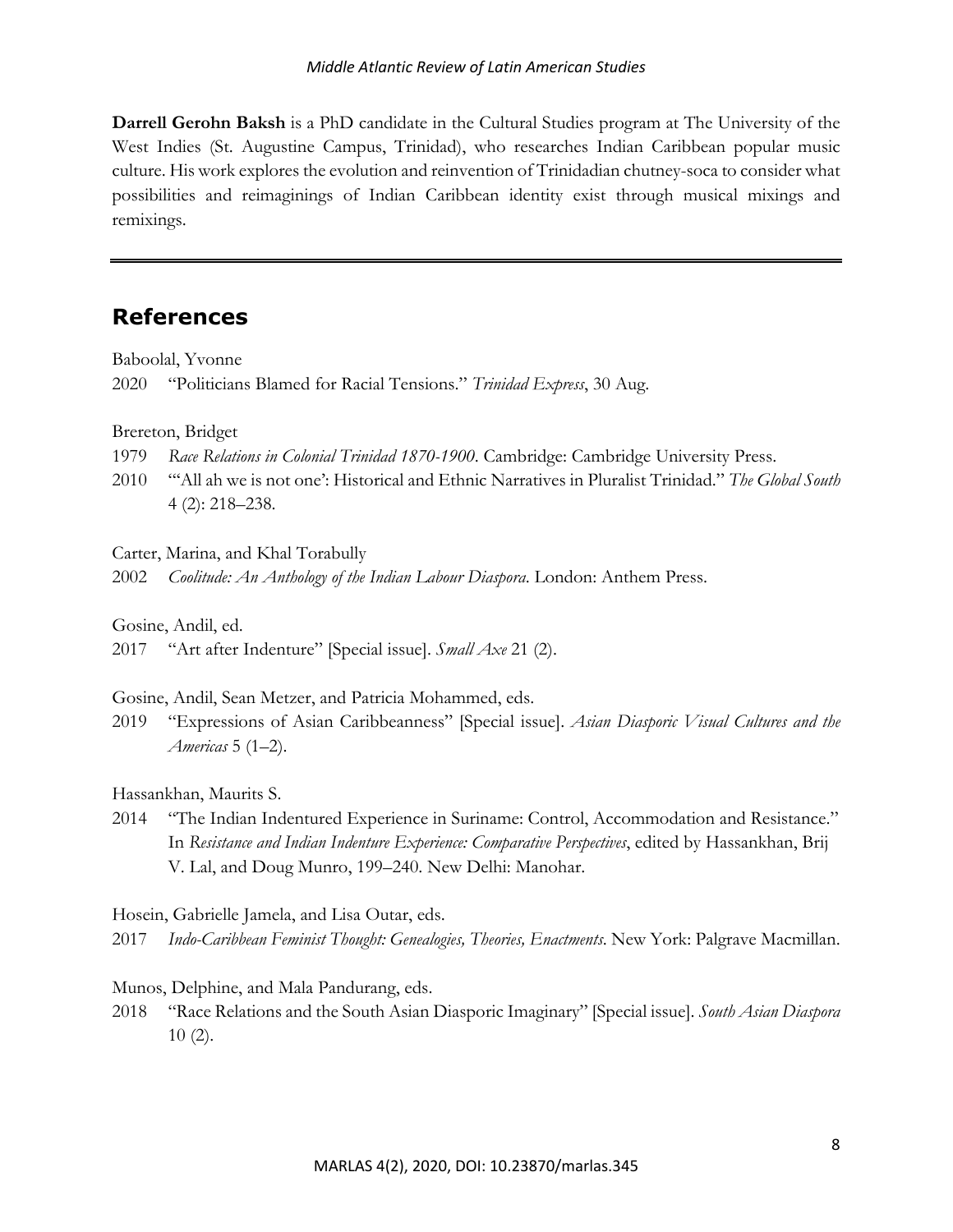**Darrell Gerohn Baksh** is a PhD candidate in the Cultural Studies program at The University of the West Indies (St. Augustine Campus, Trinidad), who researches Indian Caribbean popular music culture. His work explores the evolution and reinvention of Trinidadian chutney-soca to consider what possibilities and reimaginings of Indian Caribbean identity exist through musical mixings and remixings.

---

## References

Baboolal, Yvonne

2020 "Politicians Blamed for Racial Tensions." *Trinidad Express*, 30 Aug.

Brereton, Bridget

1979 *Race Relations in Colonial Trinidad 1870-1900*. Cambridge: Cambridge University Press.

2010 "'All ah we is not one': Historical and Ethnic Narratives in Pluralist Trinidad." *The Global South* 4 (2): 218–238.

Carter, Marina, and Khal Torabully

2002 *Coolitude: An Anthology of the Indian Labour Diaspora*. London: Anthem Press.

Gosine, Andil, ed.

2017 "Art after Indenture" [Special issue]. *Small Axe* 21 (2).

Gosine, Andil, Sean Metzer, and Patricia Mohammed, eds.

2019 "Expressions of Asian Caribbeanness" [Special issue]. *Asian Diasporic Visual Cultures and the Americas* 5 (1–2).

Hassankhan, Maurits S.

2014 "The Indian Indentured Experience in Suriname: Control, Accommodation and Resistance." In *Resistance and Indian Indenture Experience: Comparative Perspectives*, edited by Hassankhan, Brij V. Lal, and Doug Munro, 199–240. New Delhi: Manohar.

Hosein, Gabrielle Jamela, and Lisa Outar, eds.

2017 *Indo-Caribbean Feminist Thought: Genealogies, Theories, Enactments*. New York: Palgrave Macmillan.

Munos, Delphine, and Mala Pandurang, eds.

2018 "Race Relations and the South Asian Diasporic Imaginary" [Special issue]. *South Asian Diaspora* 10 (2).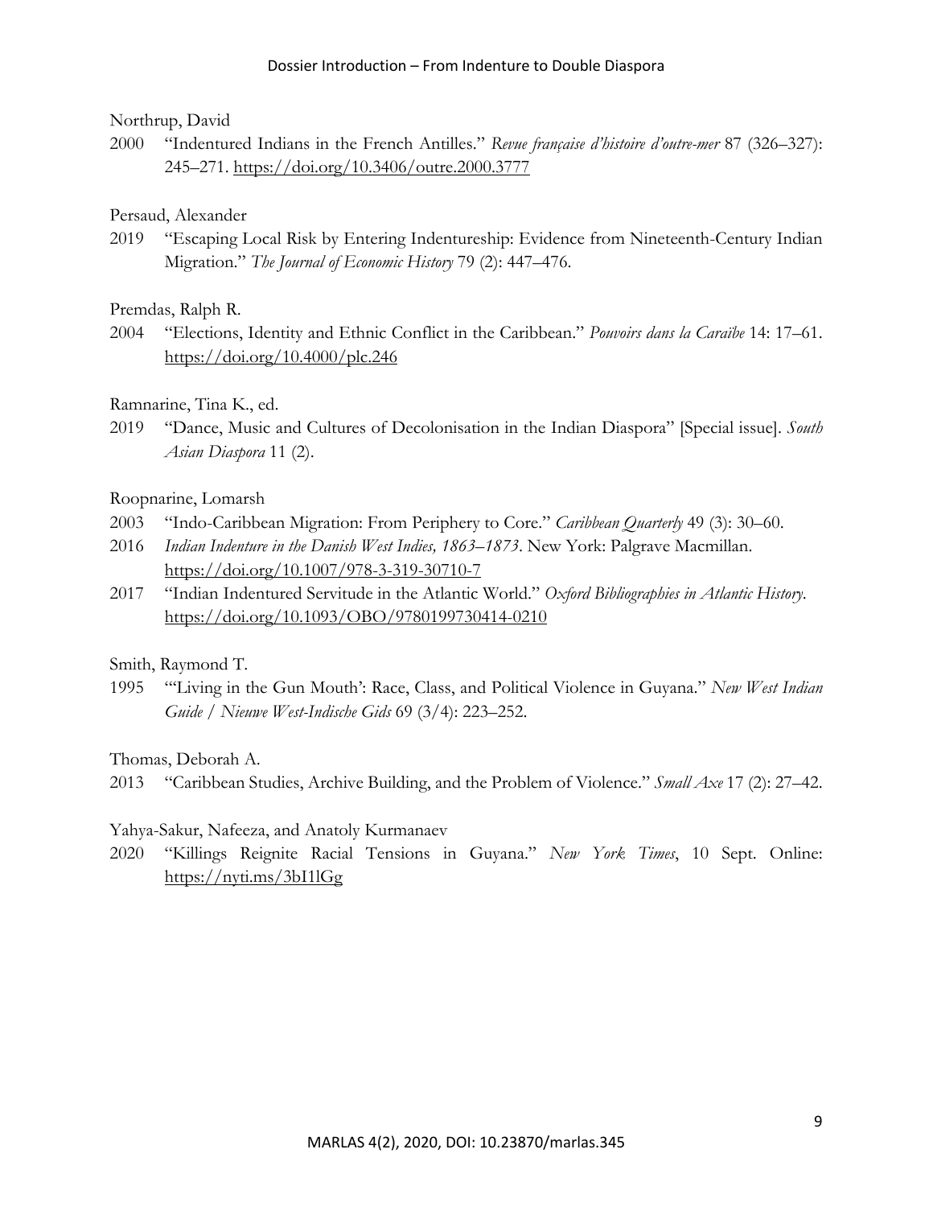Northrup, David

2000 "Indentured Indians in the French Antilles." *Revue française d'histoire d'outre-mer* 87 (326–327): 245–271. https://doi.org/10.3406/outre.2000.3777

Persaud, Alexander

2019 "Escaping Local Risk by Entering Indentureship: Evidence from Nineteenth-Century Indian Migration." *The Journal of Economic History* 79 (2): 447–476.

Premdas, Ralph R.

2004 "Elections, Identity and Ethnic Conflict in the Caribbean." *Pouvoirs dans la Caraïbe* 14: 17–61. https://doi.org/10.4000/plc.246

Ramnarine, Tina K., ed.

2019 "Dance, Music and Cultures of Decolonisation in the Indian Diaspora" [Special issue]. *South Asian Diaspora* 11 (2).

Roopnarine, Lomarsh

2003 "Indo-Caribbean Migration: From Periphery to Core." *Caribbean Quarterly* 49 (3): 30–60.

2016 *Indian Indenture in the Danish West Indies, 1863–1873*. New York: Palgrave Macmillan. https://doi.org/10.1007/978-3-319-30710-7

2017 "Indian Indentured Servitude in the Atlantic World." *Oxford Bibliographies in Atlantic History*. https://doi.org/10.1093/OBO/9780199730414-0210

Smith, Raymond T.

1995 "'Living in the Gun Mouth': Race, Class, and Political Violence in Guyana." *New West Indian Guide / Nieuwe West-Indische Gids* 69 (3/4): 223–252.

Thomas, Deborah A.

2013 "Caribbean Studies, Archive Building, and the Problem of Violence." *Small Axe* 17 (2): 27–42.

Yahya-Sakur, Nafeeza, and Anatoly Kurmanaev

2020 "Killings Reignite Racial Tensions in Guyana." *New York Times*, 10 Sept. Online: https://nyti.ms/3bI1lGg